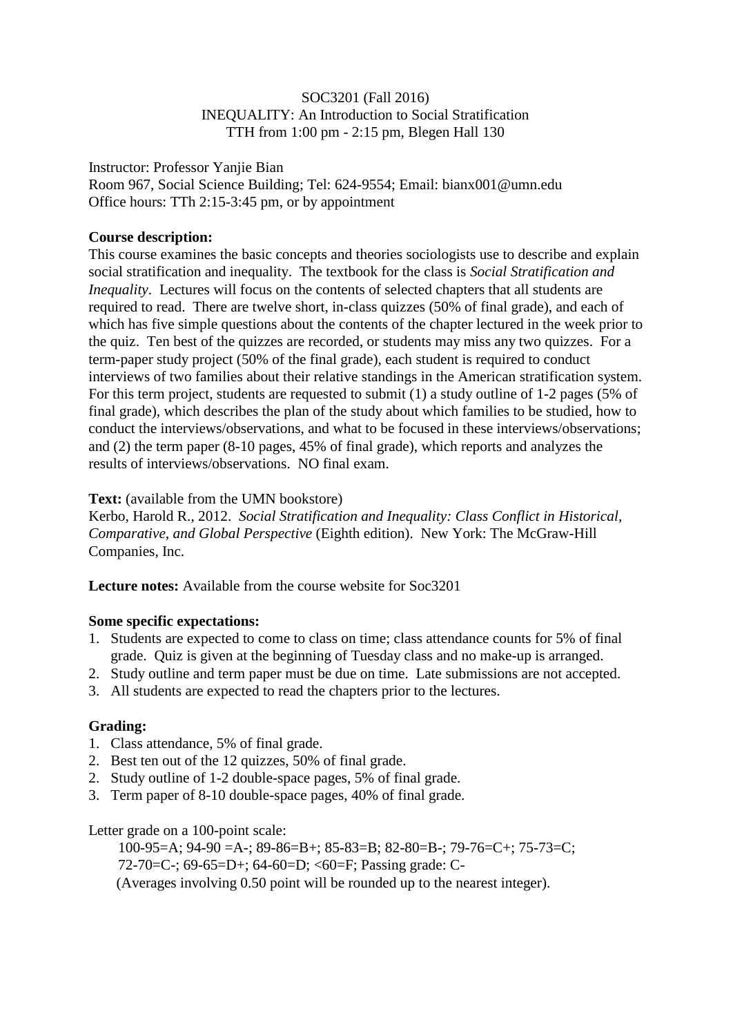SOC3201 (Fall 2016)
INEQUALITY: An Introduction to Social Stratification
TTH from 1:00 pm - 2:15 pm, Blegen Hall 130

Instructor: Professor Yanjie Bian
Room 967, Social Science Building; Tel: 624-9554; Email: bianx001@umn.edu
Office hours: TTh 2:15-3:45 pm, or by appointment

**Course description:**
This course examines the basic concepts and theories sociologists use to describe and explain social stratification and inequality. The textbook for the class is *Social Stratification and Inequality*. Lectures will focus on the contents of selected chapters that all students are required to read. There are twelve short, in-class quizzes (50% of final grade), and each of which has five simple questions about the contents of the chapter lectured in the week prior to the quiz. Ten best of the quizzes are recorded, or students may miss any two quizzes. For a term-paper study project (50% of the final grade), each student is required to conduct interviews of two families about their relative standings in the American stratification system. For this term project, students are requested to submit (1) a study outline of 1-2 pages (5% of final grade), which describes the plan of the study about which families to be studied, how to conduct the interviews/observations, and what to be focused in these interviews/observations; and (2) the term paper (8-10 pages, 45% of final grade), which reports and analyzes the results of interviews/observations. NO final exam.

**Text:** (available from the UMN bookstore)
Kerbo, Harold R., 2012. *Social Stratification and Inequality: Class Conflict in Historical, Comparative, and Global Perspective* (Eighth edition). New York: The McGraw-Hill Companies, Inc.

**Lecture notes:** Available from the course website for Soc3201

**Some specific expectations:**
1. Students are expected to come to class on time; class attendance counts for 5% of final grade. Quiz is given at the beginning of Tuesday class and no make-up is arranged.
2. Study outline and term paper must be due on time. Late submissions are not accepted.
3. All students are expected to read the chapters prior to the lectures.

**Grading:**
1. Class attendance, 5% of final grade.
2. Best ten out of the 12 quizzes, 50% of final grade.
2. Study outline of 1-2 double-space pages, 5% of final grade.
3. Term paper of 8-10 double-space pages, 40% of final grade.

Letter grade on a 100-point scale:
100-95=A; 94-90 =A-; 89-86=B+; 85-83=B; 82-80=B-; 79-76=C+; 75-73=C; 72-70=C-; 69-65=D+; 64-60=D; <60=F; Passing grade: C-
(Averages involving 0.50 point will be rounded up to the nearest integer).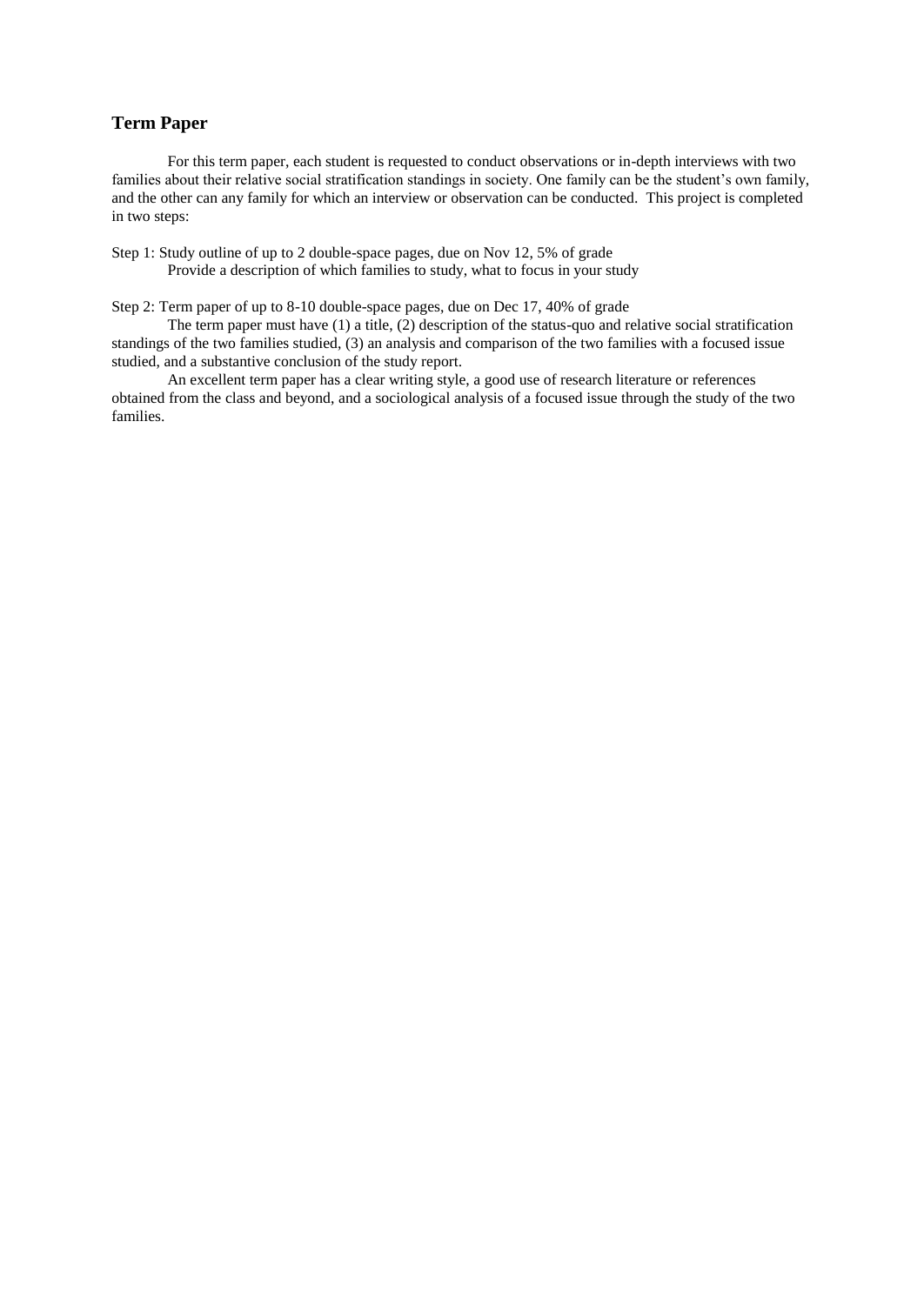## Term Paper

For this term paper, each student is requested to conduct observations or in-depth interviews with two families about their relative social stratification standings in society. One family can be the student's own family, and the other can any family for which an interview or observation can be conducted. This project is completed in two steps:

Step 1: Study outline of up to 2 double-space pages, due on Nov 12, 5% of grade

Provide a description of which families to study, what to focus in your study

Step 2: Term paper of up to 8-10 double-space pages, due on Dec 17, 40% of grade

The term paper must have (1) a title, (2) description of the status-quo and relative social stratification standings of the two families studied, (3) an analysis and comparison of the two families with a focused issue studied, and a substantive conclusion of the study report.

An excellent term paper has a clear writing style, a good use of research literature or references obtained from the class and beyond, and a sociological analysis of a focused issue through the study of the two families.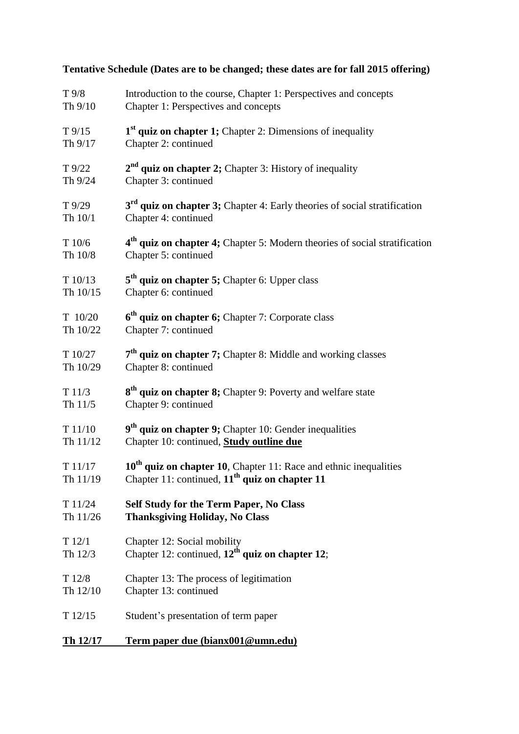**Tentative Schedule (Dates are to be changed; these dates are for fall 2015 offering)**

| | |
|---|---|
| T 9/8 | Introduction to the course, Chapter 1: Perspectives and concepts |
| Th 9/10 | Chapter 1: Perspectives and concepts |
| T 9/15 | **1st quiz on chapter 1;** Chapter 2: Dimensions of inequality |
| Th 9/17 | Chapter 2: continued |
| T 9/22 | **2nd quiz on chapter 2;** Chapter 3: History of inequality |
| Th 9/24 | Chapter 3: continued |
| T 9/29 | **3rd quiz on chapter 3;** Chapter 4: Early theories of social stratification |
| Th 10/1 | Chapter 4: continued |
| T 10/6 | **4th quiz on chapter 4;** Chapter 5: Modern theories of social stratification |
| Th 10/8 | Chapter 5: continued |
| T 10/13 | **5th quiz on chapter 5;** Chapter 6: Upper class |
| Th 10/15 | Chapter 6: continued |
| T 10/20 | **6th quiz on chapter 6;** Chapter 7: Corporate class |
| Th 10/22 | Chapter 7: continued |
| T 10/27 | **7th quiz on chapter 7;** Chapter 8: Middle and working classes |
| Th 10/29 | Chapter 8: continued |
| T 11/3 | **8th quiz on chapter 8;** Chapter 9: Poverty and welfare state |
| Th 11/5 | Chapter 9: continued |
| T 11/10 | **9th quiz on chapter 9;** Chapter 10: Gender inequalities |
| Th 11/12 | Chapter 10: continued, **Study outline due** |
| T 11/17 | **10th quiz on chapter 10**, Chapter 11: Race and ethnic inequalities |
| Th 11/19 | Chapter 11: continued, **11th quiz on chapter 11** |
| T 11/24 | **Self Study for the Term Paper, No Class** |
| Th 11/26 | **Thanksgiving Holiday, No Class** |
| T 12/1 | Chapter 12: Social mobility |
| Th 12/3 | Chapter 12: continued, **12th quiz on chapter 12**; |
| T 12/8 | Chapter 13: The process of legitimation |
| Th 12/10 | Chapter 13: continued |
| T 12/15 | Student's presentation of term paper |
| **Th 12/17** | **Term paper due (bianx001@umn.edu)** |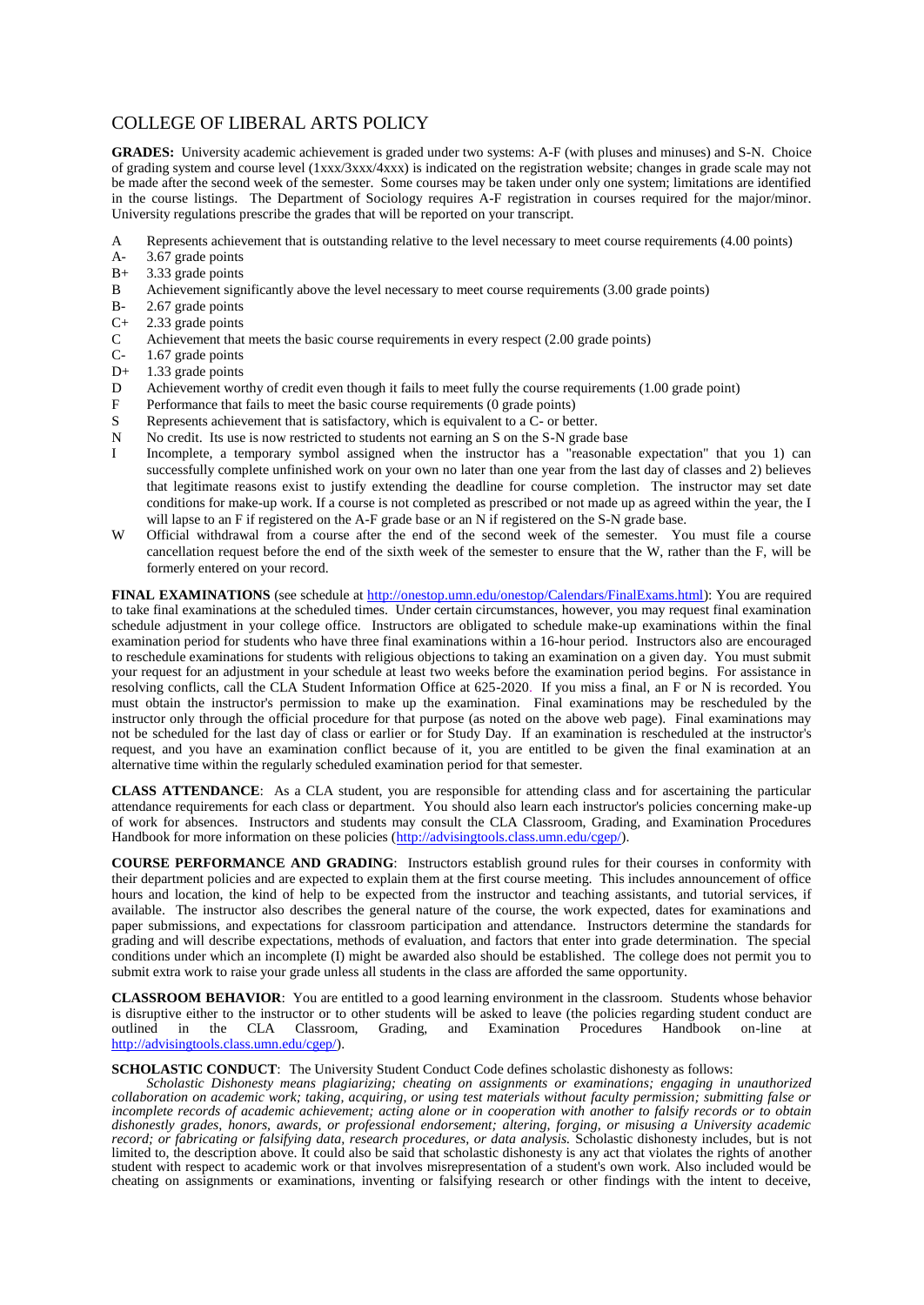# COLLEGE OF LIBERAL ARTS POLICY

**GRADES:** University academic achievement is graded under two systems: A-F (with pluses and minuses) and S-N. Choice of grading system and course level (1xxx/3xxx/4xxx) is indicated on the registration website; changes in grade scale may not be made after the second week of the semester. Some courses may be taken under only one system; limitations are identified in the course listings. The Department of Sociology requires A-F registration in courses required for the major/minor. University regulations prescribe the grades that will be reported on your transcript.

- A  Represents achievement that is outstanding relative to the level necessary to meet course requirements (4.00 points)
- A-  3.67 grade points
- B+  3.33 grade points
- B  Achievement significantly above the level necessary to meet course requirements (3.00 grade points)
- B-  2.67 grade points
- C+  2.33 grade points
- C  Achievement that meets the basic course requirements in every respect (2.00 grade points)
- C-  1.67 grade points
- D+  1.33 grade points
- D  Achievement worthy of credit even though it fails to meet fully the course requirements (1.00 grade point)
- F  Performance that fails to meet the basic course requirements (0 grade points)
- S  Represents achievement that is satisfactory, which is equivalent to a C- or better.
- N  No credit. Its use is now restricted to students not earning an S on the S-N grade base
- I  Incomplete, a temporary symbol assigned when the instructor has a "reasonable expectation" that you 1) can successfully complete unfinished work on your own no later than one year from the last day of classes and 2) believes that legitimate reasons exist to justify extending the deadline for course completion. The instructor may set date conditions for make-up work. If a course is not completed as prescribed or not made up as agreed within the year, the I will lapse to an F if registered on the A-F grade base or an N if registered on the S-N grade base.
- W  Official withdrawal from a course after the end of the second week of the semester. You must file a course cancellation request before the end of the sixth week of the semester to ensure that the W, rather than the F, will be formerly entered on your record.

**FINAL EXAMINATIONS** (see schedule at http://onestop.umn.edu/onestop/Calendars/FinalExams.html): You are required to take final examinations at the scheduled times. Under certain circumstances, however, you may request final examination schedule adjustment in your college office. Instructors are obligated to schedule make-up examinations within the final examination period for students who have three final examinations within a 16-hour period. Instructors also are encouraged to reschedule examinations for students with religious objections to taking an examination on a given day. You must submit your request for an adjustment in your schedule at least two weeks before the examination period begins. For assistance in resolving conflicts, call the CLA Student Information Office at 625-2020. If you miss a final, an F or N is recorded. You must obtain the instructor's permission to make up the examination. Final examinations may be rescheduled by the instructor only through the official procedure for that purpose (as noted on the above web page). Final examinations may not be scheduled for the last day of class or earlier or for Study Day. If an examination is rescheduled at the instructor's request, and you have an examination conflict because of it, you are entitled to be given the final examination at an alternative time within the regularly scheduled examination period for that semester.

**CLASS ATTENDANCE**: As a CLA student, you are responsible for attending class and for ascertaining the particular attendance requirements for each class or department. You should also learn each instructor's policies concerning make-up of work for absences. Instructors and students may consult the CLA Classroom, Grading, and Examination Procedures Handbook for more information on these policies (http://advisingtools.class.umn.edu/cgep/).

**COURSE PERFORMANCE AND GRADING**: Instructors establish ground rules for their courses in conformity with their department policies and are expected to explain them at the first course meeting. This includes announcement of office hours and location, the kind of help to be expected from the instructor and teaching assistants, and tutorial services, if available. The instructor also describes the general nature of the course, the work expected, dates for examinations and paper submissions, and expectations for classroom participation and attendance. Instructors determine the standards for grading and will describe expectations, methods of evaluation, and factors that enter into grade determination. The special conditions under which an incomplete (I) might be awarded also should be established. The college does not permit you to submit extra work to raise your grade unless all students in the class are afforded the same opportunity.

**CLASSROOM BEHAVIOR**: You are entitled to a good learning environment in the classroom. Students whose behavior is disruptive either to the instructor or to other students will be asked to leave (the policies regarding student conduct are outlined in the CLA Classroom, Grading, and Examination Procedures Handbook on-line at http://advisingtools.class.umn.edu/cgep/).

**SCHOLASTIC CONDUCT**: The University Student Conduct Code defines scholastic dishonesty as follows:

*Scholastic Dishonesty means plagiarizing; cheating on assignments or examinations; engaging in unauthorized collaboration on academic work; taking, acquiring, or using test materials without faculty permission; submitting false or incomplete records of academic achievement; acting alone or in cooperation with another to falsify records or to obtain dishonestly grades, honors, awards, or professional endorsement; altering, forging, or misusing a University academic record; or fabricating or falsifying data, research procedures, or data analysis.* Scholastic dishonesty includes, but is not limited to, the description above. It could also be said that scholastic dishonesty is any act that violates the rights of another student with respect to academic work or that involves misrepresentation of a student's own work. Also included would be cheating on assignments or examinations, inventing or falsifying research or other findings with the intent to deceive,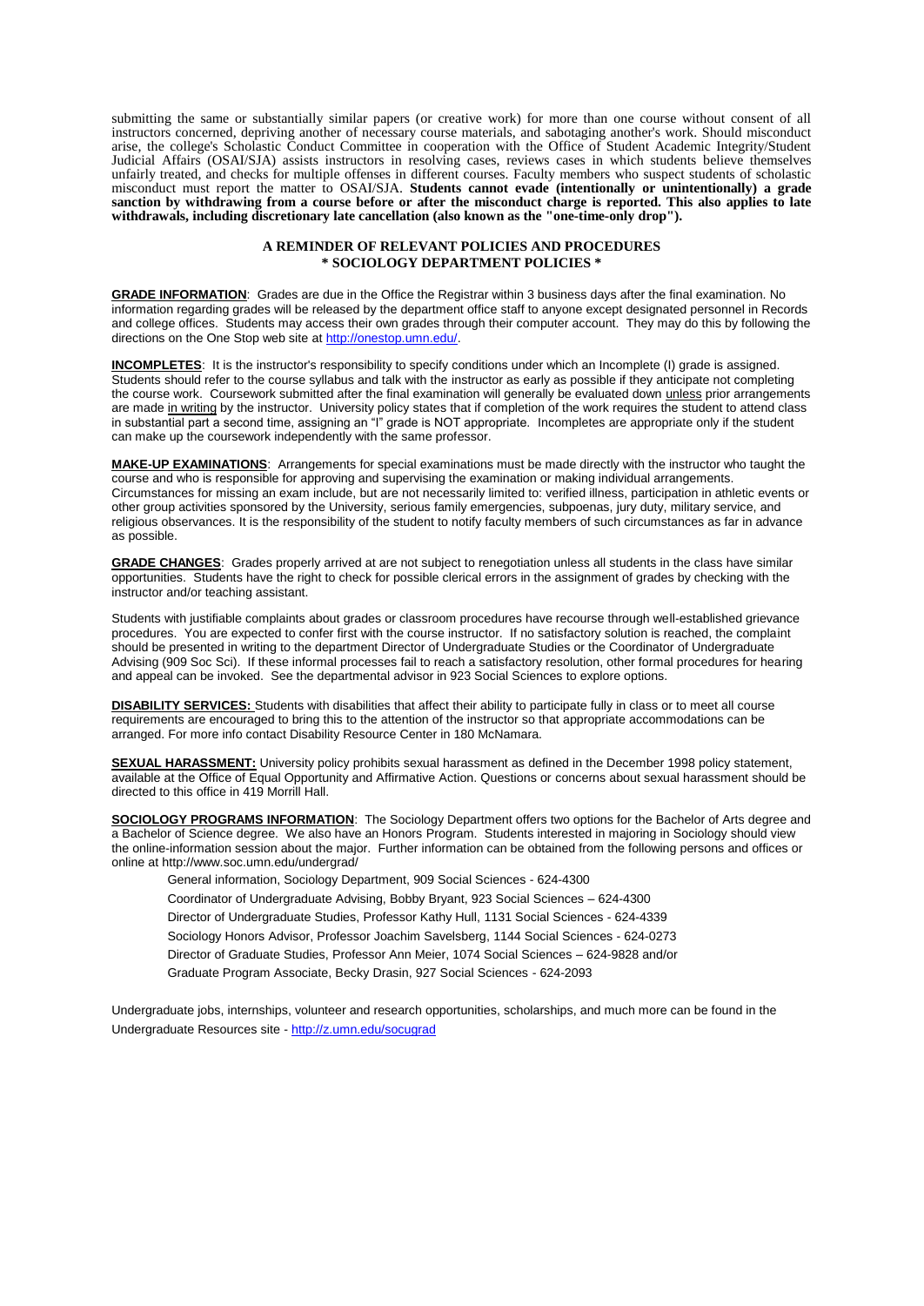submitting the same or substantially similar papers (or creative work) for more than one course without consent of all instructors concerned, depriving another of necessary course materials, and sabotaging another's work. Should misconduct arise, the college's Scholastic Conduct Committee in cooperation with the Office of Student Academic Integrity/Student Judicial Affairs (OSAI/SJA) assists instructors in resolving cases, reviews cases in which students believe themselves unfairly treated, and checks for multiple offenses in different courses. Faculty members who suspect students of scholastic misconduct must report the matter to OSAI/SJA. **Students cannot evade (intentionally or unintentionally) a grade sanction by withdrawing from a course before or after the misconduct charge is reported. This also applies to late withdrawals, including discretionary late cancellation (also known as the "one-time-only drop").**

## A REMINDER OF RELEVANT POLICIES AND PROCEDURES
## * SOCIOLOGY DEPARTMENT POLICIES *

**GRADE INFORMATION**: Grades are due in the Office the Registrar within 3 business days after the final examination. No information regarding grades will be released by the department office staff to anyone except designated personnel in Records and college offices. Students may access their own grades through their computer account. They may do this by following the directions on the One Stop web site at http://onestop.umn.edu/.

**INCOMPLETES**: It is the instructor's responsibility to specify conditions under which an Incomplete (I) grade is assigned. Students should refer to the course syllabus and talk with the instructor as early as possible if they anticipate not completing the course work. Coursework submitted after the final examination will generally be evaluated down unless prior arrangements are made in writing by the instructor. University policy states that if completion of the work requires the student to attend class in substantial part a second time, assigning an "I" grade is NOT appropriate. Incompletes are appropriate only if the student can make up the coursework independently with the same professor.

**MAKE-UP EXAMINATIONS**: Arrangements for special examinations must be made directly with the instructor who taught the course and who is responsible for approving and supervising the examination or making individual arrangements. Circumstances for missing an exam include, but are not necessarily limited to: verified illness, participation in athletic events or other group activities sponsored by the University, serious family emergencies, subpoenas, jury duty, military service, and religious observances. It is the responsibility of the student to notify faculty members of such circumstances as far in advance as possible.

**GRADE CHANGES**: Grades properly arrived at are not subject to renegotiation unless all students in the class have similar opportunities. Students have the right to check for possible clerical errors in the assignment of grades by checking with the instructor and/or teaching assistant.

Students with justifiable complaints about grades or classroom procedures have recourse through well-established grievance procedures. You are expected to confer first with the course instructor. If no satisfactory solution is reached, the complaint should be presented in writing to the department Director of Undergraduate Studies or the Coordinator of Undergraduate Advising (909 Soc Sci). If these informal processes fail to reach a satisfactory resolution, other formal procedures for hearing and appeal can be invoked. See the departmental advisor in 923 Social Sciences to explore options.

**DISABILITY SERVICES:** Students with disabilities that affect their ability to participate fully in class or to meet all course requirements are encouraged to bring this to the attention of the instructor so that appropriate accommodations can be arranged. For more info contact Disability Resource Center in 180 McNamara.

**SEXUAL HARASSMENT:** University policy prohibits sexual harassment as defined in the December 1998 policy statement, available at the Office of Equal Opportunity and Affirmative Action. Questions or concerns about sexual harassment should be directed to this office in 419 Morrill Hall.

**SOCIOLOGY PROGRAMS INFORMATION**: The Sociology Department offers two options for the Bachelor of Arts degree and a Bachelor of Science degree. We also have an Honors Program. Students interested in majoring in Sociology should view the online-information session about the major. Further information can be obtained from the following persons and offices or online at http://www.soc.umn.edu/undergrad/

General information, Sociology Department, 909 Social Sciences - 624-4300

Coordinator of Undergraduate Advising, Bobby Bryant, 923 Social Sciences – 624-4300

Director of Undergraduate Studies, Professor Kathy Hull, 1131 Social Sciences - 624-4339

Sociology Honors Advisor, Professor Joachim Savelsberg, 1144 Social Sciences - 624-0273

Director of Graduate Studies, Professor Ann Meier, 1074 Social Sciences – 624-9828 and/or

Graduate Program Associate, Becky Drasin, 927 Social Sciences - 624-2093

Undergraduate jobs, internships, volunteer and research opportunities, scholarships, and much more can be found in the Undergraduate Resources site - http://z.umn.edu/socugrad